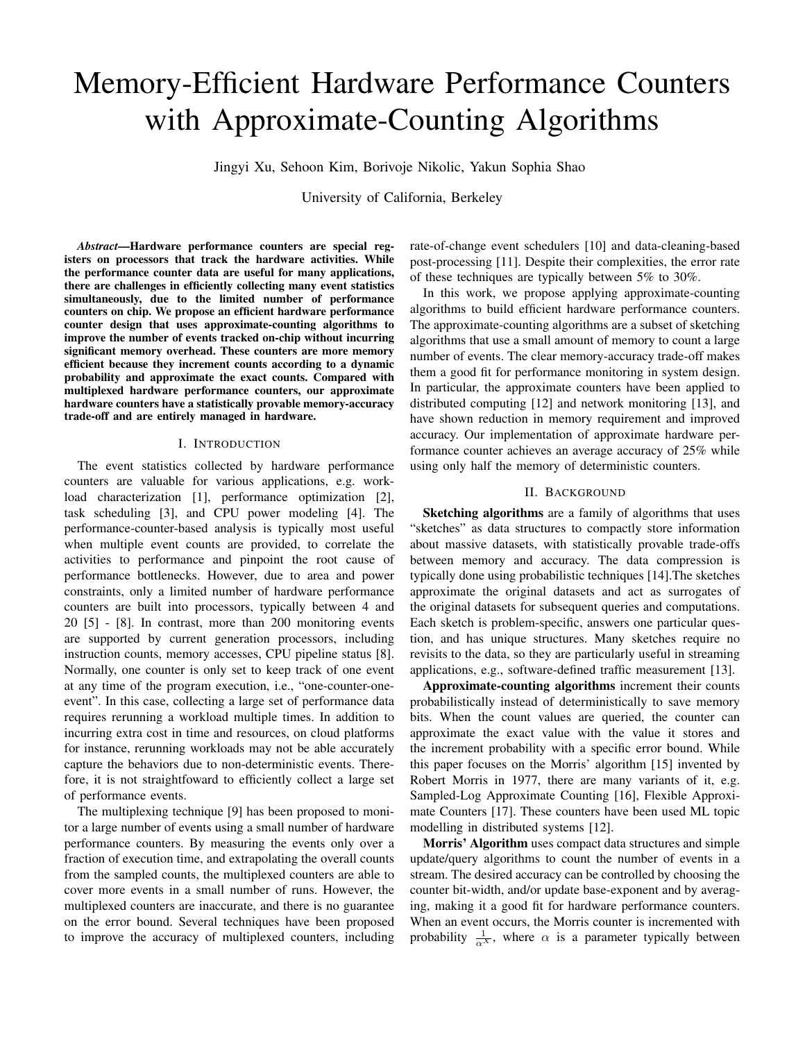# Memory-Efficient Hardware Performance Counters with Approximate-Counting Algorithms

Jingyi Xu, Sehoon Kim, Borivoje Nikolic, Yakun Sophia Shao

University of California, Berkeley

***Abstract*—Hardware performance counters are special registers on processors that track the hardware activities. While the performance counter data are useful for many applications, there are challenges in efficiently collecting many event statistics simultaneously, due to the limited number of performance counters on chip. We propose an efficient hardware performance counter design that uses approximate-counting algorithms to improve the number of events tracked on-chip without incurring significant memory overhead. These counters are more memory efficient because they increment counts according to a dynamic probability and approximate the exact counts. Compared with multiplexed hardware performance counters, our approximate hardware counters have a statistically provable memory-accuracy trade-off and are entirely managed in hardware.**

## I. Introduction

The event statistics collected by hardware performance counters are valuable for various applications, e.g. workload characterization [1], performance optimization [2], task scheduling [3], and CPU power modeling [4]. The performance-counter-based analysis is typically most useful when multiple event counts are provided, to correlate the activities to performance and pinpoint the root cause of performance bottlenecks. However, due to area and power constraints, only a limited number of hardware performance counters are built into processors, typically between 4 and 20 [5] - [8]. In contrast, more than 200 monitoring events are supported by current generation processors, including instruction counts, memory accesses, CPU pipeline status [8]. Normally, one counter is only set to keep track of one event at any time of the program execution, i.e., "one-counter-one-event". In this case, collecting a large set of performance data requires rerunning a workload multiple times. In addition to incurring extra cost in time and resources, on cloud platforms for instance, rerunning workloads may not be able accurately capture the behaviors due to non-deterministic events. Therefore, it is not straightfoward to efficiently collect a large set of performance events.

The multiplexing technique [9] has been proposed to monitor a large number of events using a small number of hardware performance counters. By measuring the events only over a fraction of execution time, and extrapolating the overall counts from the sampled counts, the multiplexed counters are able to cover more events in a small number of runs. However, the multiplexed counters are inaccurate, and there is no guarantee on the error bound. Several techniques have been proposed to improve the accuracy of multiplexed counters, including rate-of-change event schedulers [10] and data-cleaning-based post-processing [11]. Despite their complexities, the error rate of these techniques are typically between 5% to 30%.

In this work, we propose applying approximate-counting algorithms to build efficient hardware performance counters. The approximate-counting algorithms are a subset of sketching algorithms that use a small amount of memory to count a large number of events. The clear memory-accuracy trade-off makes them a good fit for performance monitoring in system design. In particular, the approximate counters have been applied to distributed computing [12] and network monitoring [13], and have shown reduction in memory requirement and improved accuracy. Our implementation of approximate hardware performance counter achieves an average accuracy of 25% while using only half the memory of deterministic counters.

## II. Background

**Sketching algorithms** are a family of algorithms that uses "sketches" as data structures to compactly store information about massive datasets, with statistically provable trade-offs between memory and accuracy. The data compression is typically done using probabilistic techniques [14].The sketches approximate the original datasets and act as surrogates of the original datasets for subsequent queries and computations. Each sketch is problem-specific, answers one particular question, and has unique structures. Many sketches require no revisits to the data, so they are particularly useful in streaming applications, e.g., software-defined traffic measurement [13].

**Approximate-counting algorithms** increment their counts probabilistically instead of deterministically to save memory bits. When the count values are queried, the counter can approximate the exact value with the value it stores and the increment probability with a specific error bound. While this paper focuses on the Morris' algorithm [15] invented by Robert Morris in 1977, there are many variants of it, e.g. Sampled-Log Approximate Counting [16], Flexible Approximate Counters [17]. These counters have been used ML topic modelling in distributed systems [12].

**Morris' Algorithm** uses compact data structures and simple update/query algorithms to count the number of events in a stream. The desired accuracy can be controlled by choosing the counter bit-width, and/or update base-exponent and by averaging, making it a good fit for hardware performance counters. When an event occurs, the Morris counter is incremented with probability $\frac{1}{\alpha^X}$, where $\alpha$ is a parameter typically between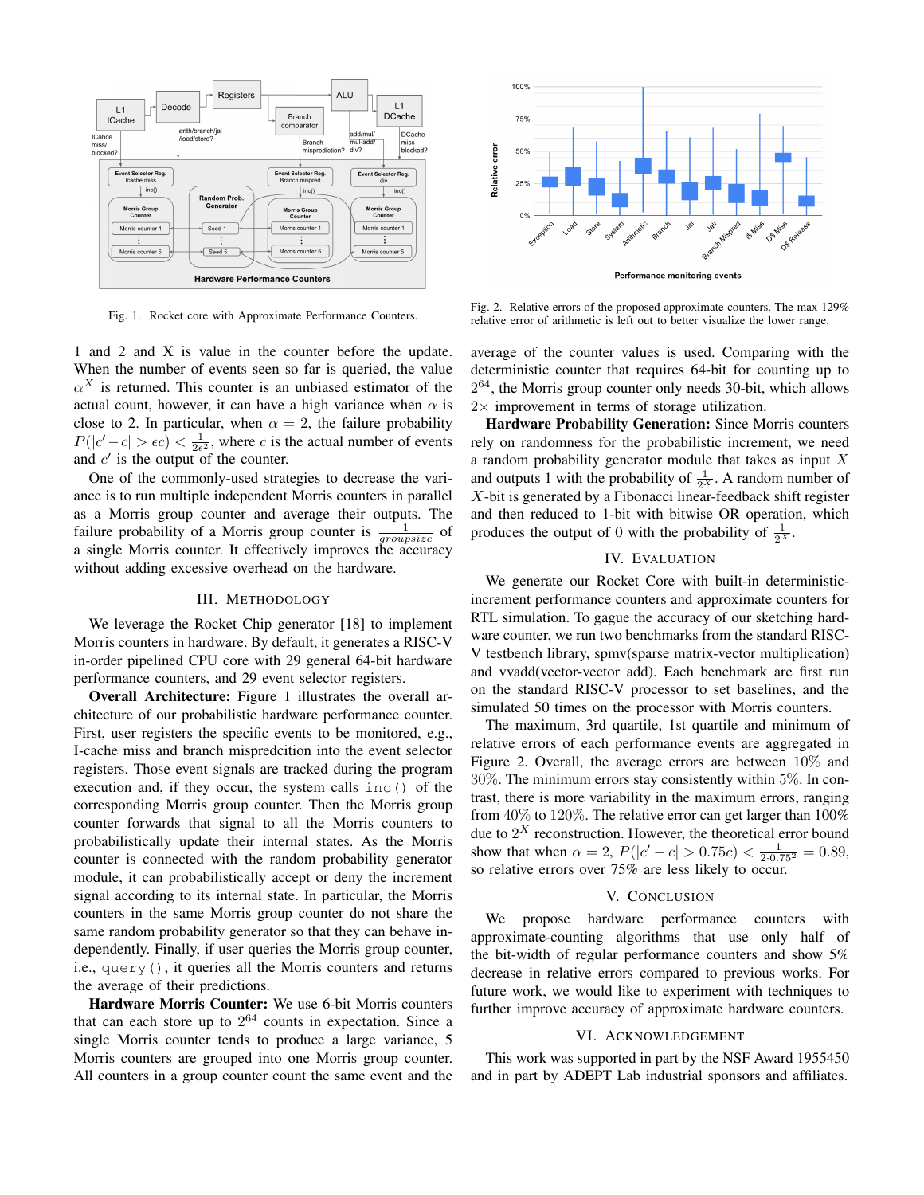Fig. 1. Rocket core with Approximate Performance Counters.

Fig. 2. Relative errors of the proposed approximate counters. The max 129% relative error of arithmetic is left out to better visualize the lower range.

1 and 2 and X is value in the counter before the update. When the number of events seen so far is queried, the value $\alpha^X$ is returned. This counter is an unbiased estimator of the actual count, however, it can have a high variance when $\alpha$ is close to 2. In particular, when $\alpha = 2$, the failure probability $P(|c' - c| > \epsilon c) < \frac{1}{2\epsilon^2}$, where $c$ is the actual number of events and $c'$ is the output of the counter.

One of the commonly-used strategies to decrease the variance is to run multiple independent Morris counters in parallel as a Morris group counter and average their outputs. The failure probability of a Morris group counter is $\frac{1}{groupsize}$ of a single Morris counter. It effectively improves the accuracy without adding excessive overhead on the hardware.

## III. Methodology

We leverage the Rocket Chip generator [18] to implement Morris counters in hardware. By default, it generates a RISC-V in-order pipelined CPU core with 29 general 64-bit hardware performance counters, and 29 event selector registers.

**Overall Architecture:** Figure 1 illustrates the overall architecture of our probabilistic hardware performance counter. First, user registers the specific events to be monitored, e.g., I-cache miss and branch mispredcition into the event selector registers. Those event signals are tracked during the program execution and, if they occur, the system calls `inc()` of the corresponding Morris group counter. Then the Morris group counter forwards that signal to all the Morris counters to probabilistically update their internal states. As the Morris counter is connected with the random probability generator module, it can probabilistically accept or deny the increment signal according to its internal state. In particular, the Morris counters in the same Morris group counter do not share the same random probability generator so that they can behave independently. Finally, if user queries the Morris group counter, i.e., `query()`, it queries all the Morris counters and returns the average of their predictions.

**Hardware Morris Counter:** We use 6-bit Morris counters that can each store up to $2^{64}$ counts in expectation. Since a single Morris counter tends to produce a large variance, 5 Morris counters are grouped into one Morris group counter. All counters in a group counter count the same event and the average of the counter values is used. Comparing with the deterministic counter that requires 64-bit for counting up to $2^{64}$, the Morris group counter only needs 30-bit, which allows $2\times$ improvement in terms of storage utilization.

**Hardware Probability Generation:** Since Morris counters rely on randomness for the probabilistic increment, we need a random probability generator module that takes as input $X$ and outputs 1 with the probability of $\frac{1}{2^X}$. A random number of $X$-bit is generated by a Fibonacci linear-feedback shift register and then reduced to 1-bit with bitwise OR operation, which produces the output of 0 with the probability of $\frac{1}{2^X}$.

## IV. Evaluation

We generate our Rocket Core with built-in deterministic-increment performance counters and approximate counters for RTL simulation. To gague the accuracy of our sketching hardware counter, we run two benchmarks from the standard RISC-V testbench library, spmv(sparse matrix-vector multiplication) and vvadd(vector-vector add). Each benchmark are first run on the standard RISC-V processor to set baselines, and the simulated 50 times on the processor with Morris counters.

The maximum, 3rd quartile, 1st quartile and minimum of relative errors of each performance events are aggregated in Figure 2. Overall, the average errors are between 10% and 30%. The minimum errors stay consistently within 5%. In contrast, there is more variability in the maximum errors, ranging from 40% to 120%. The relative error can get larger than 100% due to $2^X$ reconstruction. However, the theoretical error bound show that when $\alpha = 2$, $P(|c' - c| > 0.75c) < \frac{1}{2 \cdot 0.75^2} = 0.89$, so relative errors over 75% are less likely to occur.

## V. Conclusion

We propose hardware performance counters with approximate-counting algorithms that use only half of the bit-width of regular performance counters and show 5% decrease in relative errors compared to previous works. For future work, we would like to experiment with techniques to further improve accuracy of approximate hardware counters.

## VI. Acknowledgement

This work was supported in part by the NSF Award 1955450 and in part by ADEPT Lab industrial sponsors and affiliates.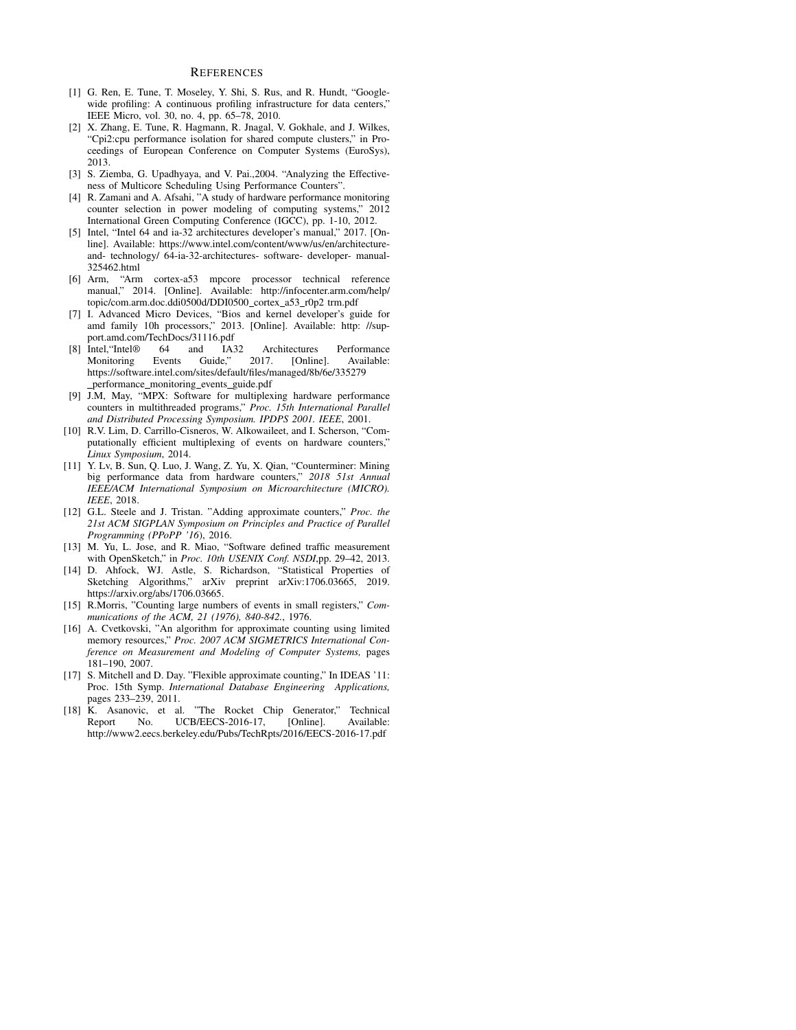## REFERENCES

[1] G. Ren, E. Tune, T. Moseley, Y. Shi, S. Rus, and R. Hundt, "Google-wide profiling: A continuous profiling infrastructure for data centers," IEEE Micro, vol. 30, no. 4, pp. 65–78, 2010.

[2] X. Zhang, E. Tune, R. Hagmann, R. Jnagal, V. Gokhale, and J. Wilkes, "Cpi2:cpu performance isolation for shared compute clusters," in Proceedings of European Conference on Computer Systems (EuroSys), 2013.

[3] S. Ziemba, G. Upadhyaya, and V. Pai.,2004. "Analyzing the Effectiveness of Multicore Scheduling Using Performance Counters".

[4] R. Zamani and A. Afsahi, "A study of hardware performance monitoring counter selection in power modeling of computing systems," 2012 International Green Computing Conference (IGCC), pp. 1-10, 2012.

[5] Intel, "Intel 64 and ia-32 architectures developer's manual," 2017. [Online]. Available: https://www.intel.com/content/www/us/en/architecture-and- technology/ 64-ia-32-architectures- software- developer- manual-325462.html

[6] Arm, "Arm cortex-a53 mpcore processor technical reference manual," 2014. [Online]. Available: http://infocenter.arm.com/help/ topic/com.arm.doc.ddi0500d/DDI0500_cortex_a53_r0p2 trm.pdf

[7] I. Advanced Micro Devices, "Bios and kernel developer's guide for amd family 10h processors," 2013. [Online]. Available: http: //support.amd.com/TechDocs/31116.pdf

[8] Intel,"Intel® 64 and IA32 Architectures Performance Monitoring Events Guide," 2017. [Online]. Available: https://software.intel.com/sites/default/files/managed/8b/6e/335279 _performance_monitoring_events_guide.pdf

[9] J.M, May, "MPX: Software for multiplexing hardware performance counters in multithreaded programs," *Proc. 15th International Parallel and Distributed Processing Symposium. IPDPS 2001. IEEE*, 2001.

[10] R.V. Lim, D. Carrillo-Cisneros, W. Alkowaileet, and I. Scherson, "Computationally efficient multiplexing of events on hardware counters," *Linux Symposium*, 2014.

[11] Y. Lv, B. Sun, Q. Luo, J. Wang, Z. Yu, X. Qian, "Counterminer: Mining big performance data from hardware counters," *2018 51st Annual IEEE/ACM International Symposium on Microarchitecture (MICRO). IEEE*, 2018.

[12] G.L. Steele and J. Tristan. "Adding approximate counters," *Proc. the 21st ACM SIGPLAN Symposium on Principles and Practice of Parallel Programming (PPoPP '16*), 2016.

[13] M. Yu, L. Jose, and R. Miao, "Software defined traffic measurement with OpenSketch," in *Proc. 10th USENIX Conf. NSDI*,pp. 29–42, 2013.

[14] D. Ahfock, WJ. Astle, S. Richardson, "Statistical Properties of Sketching Algorithms," arXiv preprint arXiv:1706.03665, 2019. https://arxiv.org/abs/1706.03665.

[15] R.Morris, "Counting large numbers of events in small registers," *Communications of the ACM, 21 (1976), 840-842.*, 1976.

[16] A. Cvetkovski, "An algorithm for approximate counting using limited memory resources," *Proc. 2007 ACM SIGMETRICS International Conference on Measurement and Modeling of Computer Systems,* pages 181–190, 2007.

[17] S. Mitchell and D. Day. "Flexible approximate counting," In IDEAS '11: Proc. 15th Symp. *International Database Engineering Applications,* pages 233–239, 2011.

[18] K. Asanovic, et al. "The Rocket Chip Generator," Technical Report No. UCB/EECS-2016-17, [Online]. Available: http://www2.eecs.berkeley.edu/Pubs/TechRpts/2016/EECS-2016-17.pdf